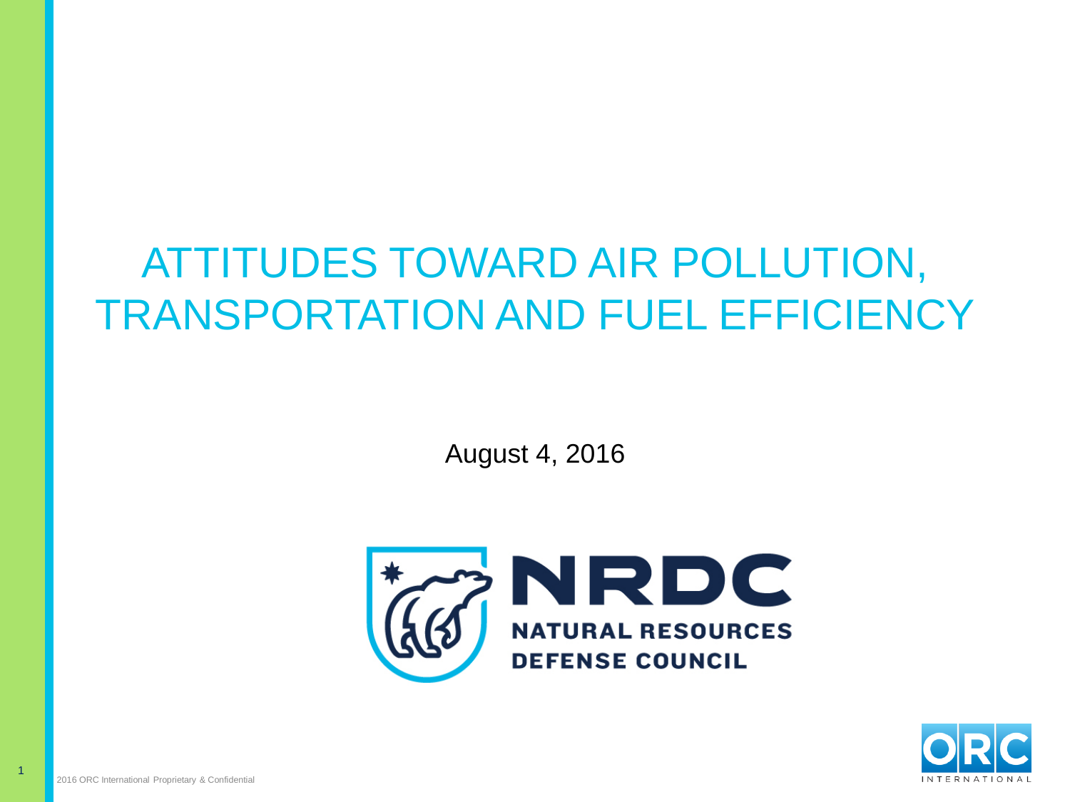# ATTITUDES TOWARD AIR POLLUTION, TRANSPORTATION AND FUEL EFFICIENCY

August 4, 2016

NRDC
NATURAL RESOURCES DEFENSE COUNCIL

ORC INTERNATIONAL

2016 ORC International Proprietary & Confidential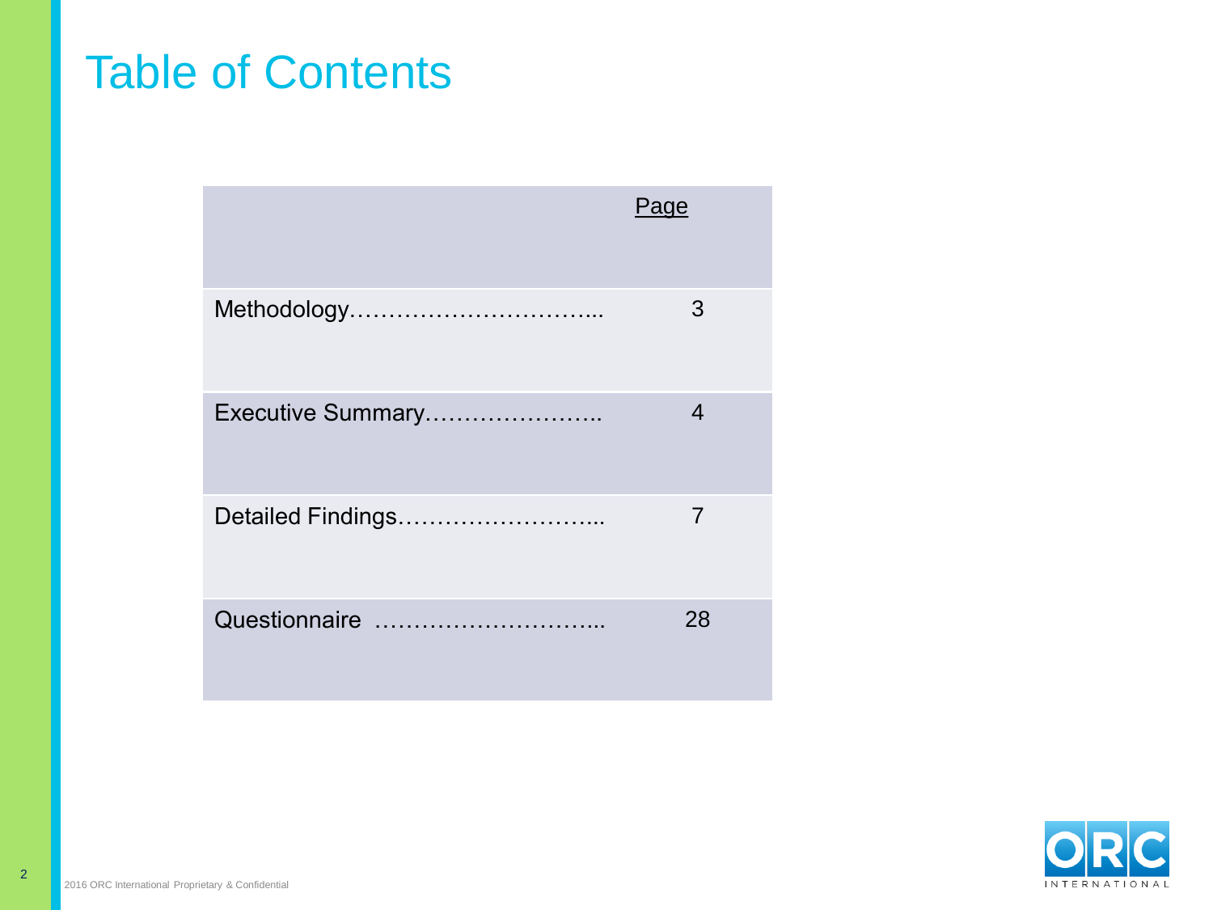# Table of Contents

| | Page |
|---|---|
| Methodology………………………….. | 3 |
| Executive Summary………………….. | 4 |
| Detailed Findings……………………... | 7 |
| Questionnaire ………………………... | 28 |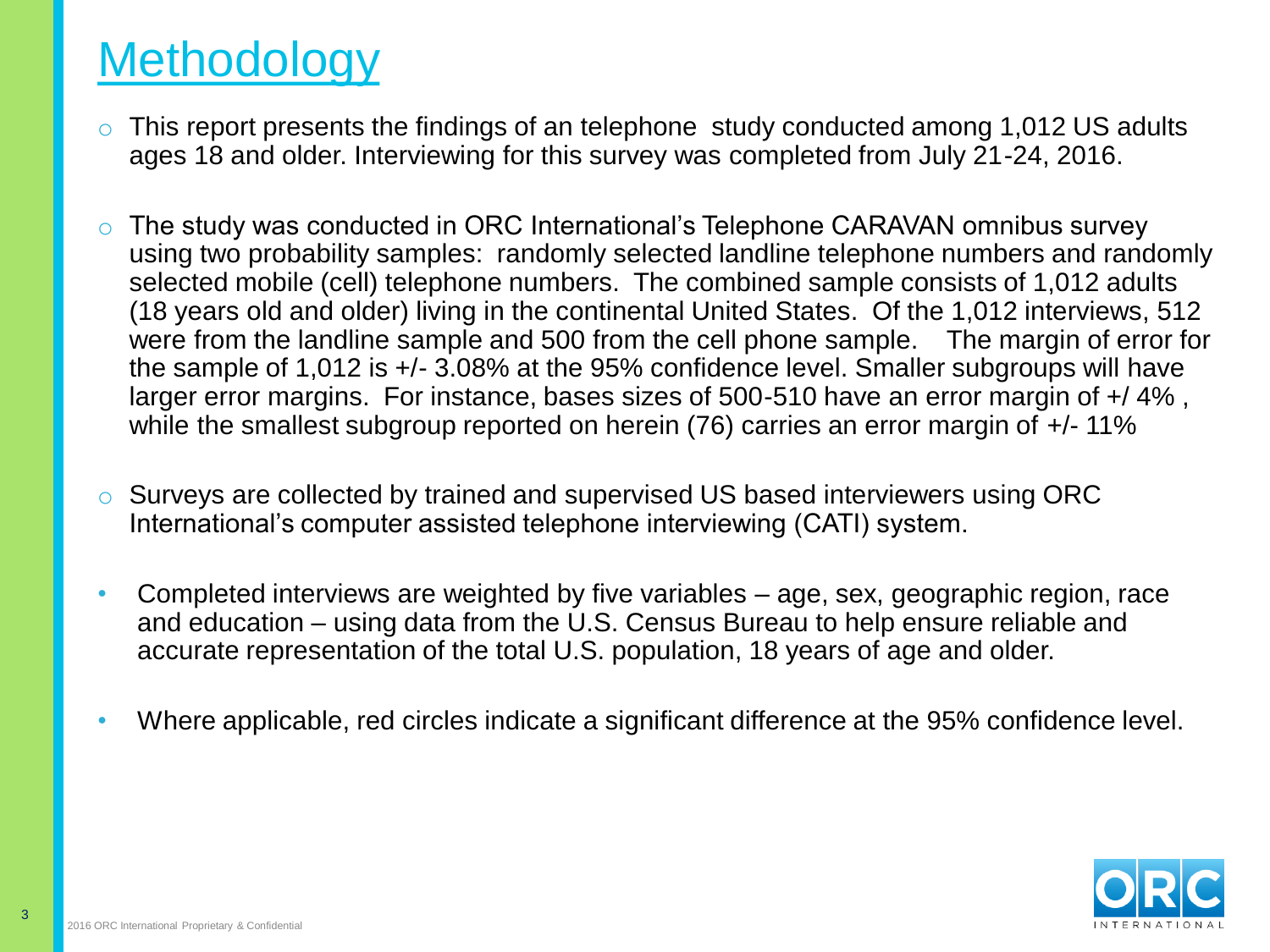# Methodology

- This report presents the findings of an telephone study conducted among 1,012 US adults ages 18 and older. Interviewing for this survey was completed from July 21-24, 2016.

- The study was conducted in ORC International's Telephone CARAVAN omnibus survey using two probability samples: randomly selected landline telephone numbers and randomly selected mobile (cell) telephone numbers. The combined sample consists of 1,012 adults (18 years old and older) living in the continental United States. Of the 1,012 interviews, 512 were from the landline sample and 500 from the cell phone sample. The margin of error for the sample of 1,012 is +/- 3.08% at the 95% confidence level. Smaller subgroups will have larger error margins. For instance, bases sizes of 500-510 have an error margin of +/ 4% , while the smallest subgroup reported on herein (76) carries an error margin of +/- 11%

- Surveys are collected by trained and supervised US based interviewers using ORC International's computer assisted telephone interviewing (CATI) system.

- Completed interviews are weighted by five variables – age, sex, geographic region, race and education – using data from the U.S. Census Bureau to help ensure reliable and accurate representation of the total U.S. population, 18 years of age and older.

- Where applicable, red circles indicate a significant difference at the 95% confidence level.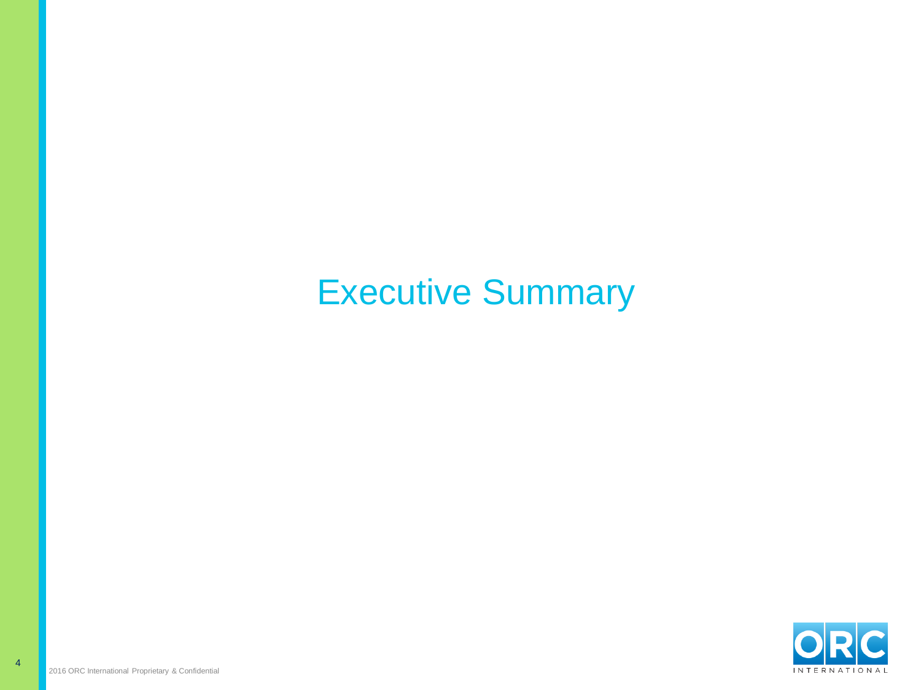# Executive Summary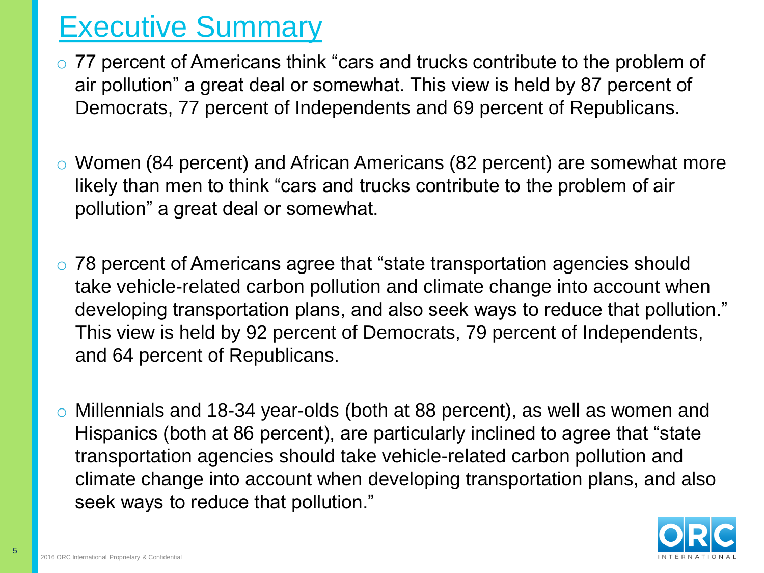# Executive Summary

- 77 percent of Americans think "cars and trucks contribute to the problem of air pollution" a great deal or somewhat. This view is held by 87 percent of Democrats, 77 percent of Independents and 69 percent of Republicans.

- Women (84 percent) and African Americans (82 percent) are somewhat more likely than men to think "cars and trucks contribute to the problem of air pollution" a great deal or somewhat.

- 78 percent of Americans agree that "state transportation agencies should take vehicle-related carbon pollution and climate change into account when developing transportation plans, and also seek ways to reduce that pollution." This view is held by 92 percent of Democrats, 79 percent of Independents, and 64 percent of Republicans.

- Millennials and 18-34 year-olds (both at 88 percent), as well as women and Hispanics (both at 86 percent), are particularly inclined to agree that "state transportation agencies should take vehicle-related carbon pollution and climate change into account when developing transportation plans, and also seek ways to reduce that pollution."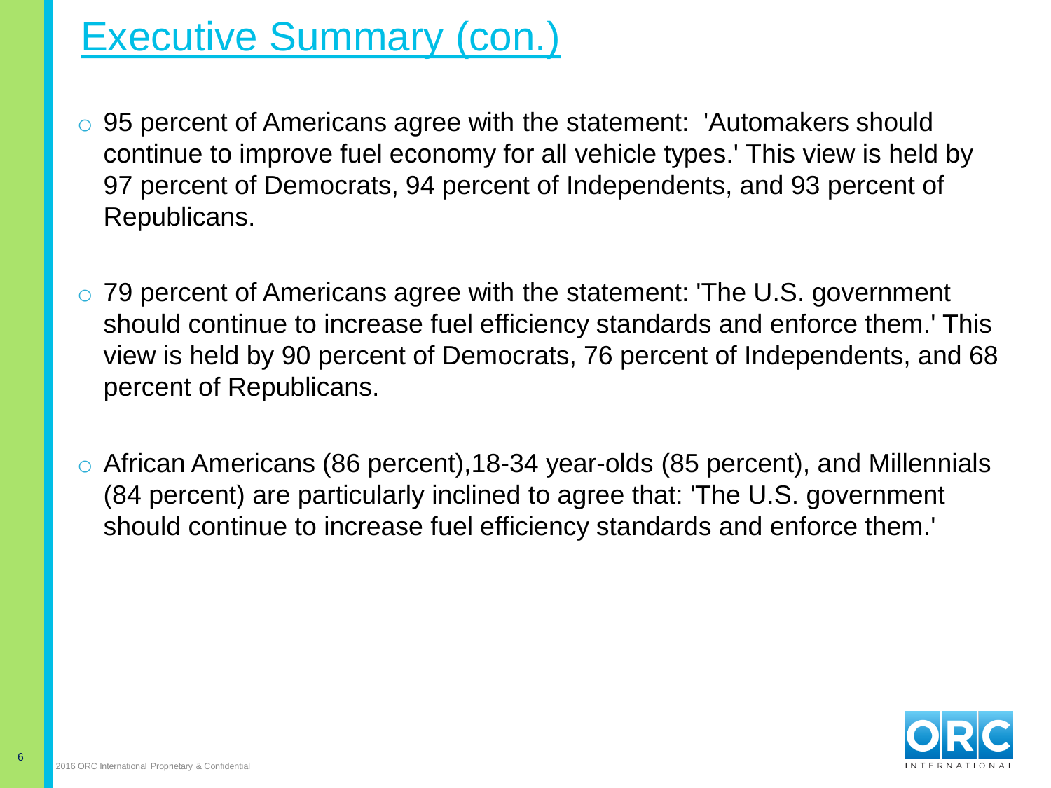# Executive Summary (con.)

- 95 percent of Americans agree with the statement: 'Automakers should continue to improve fuel economy for all vehicle types.' This view is held by 97 percent of Democrats, 94 percent of Independents, and 93 percent of Republicans.

- 79 percent of Americans agree with the statement: 'The U.S. government should continue to increase fuel efficiency standards and enforce them.' This view is held by 90 percent of Democrats, 76 percent of Independents, and 68 percent of Republicans.

- African Americans (86 percent),18-34 year-olds (85 percent), and Millennials (84 percent) are particularly inclined to agree that: 'The U.S. government should continue to increase fuel efficiency standards and enforce them.'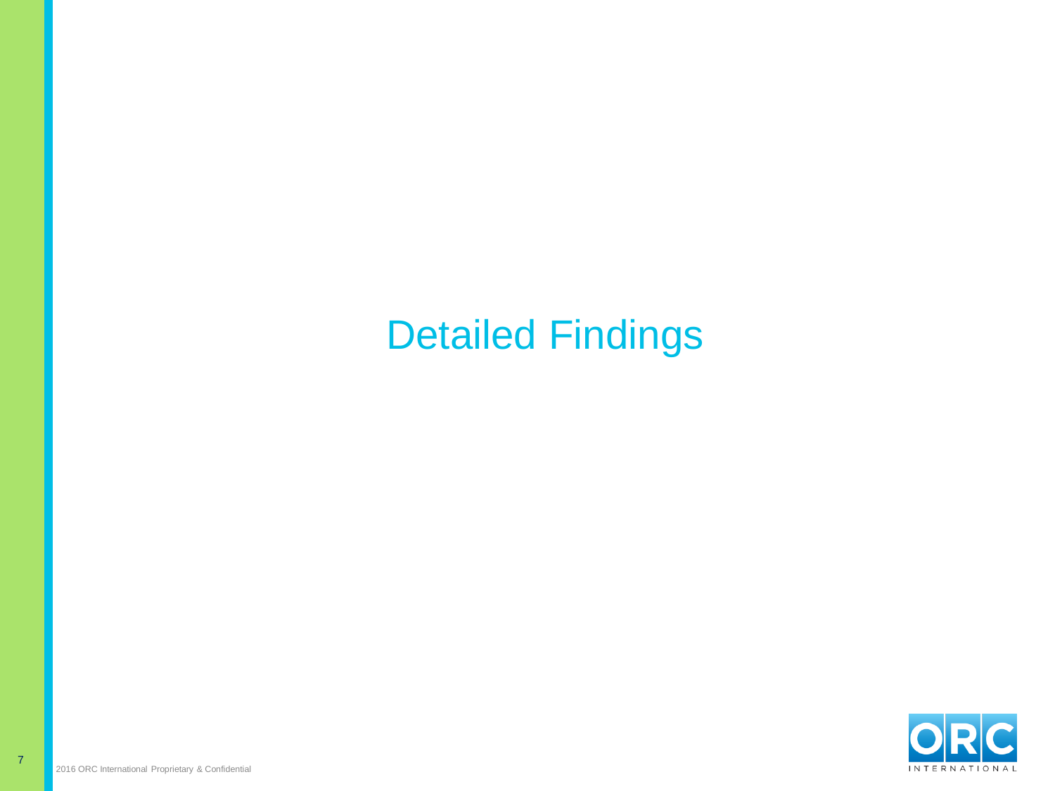# Detailed Findings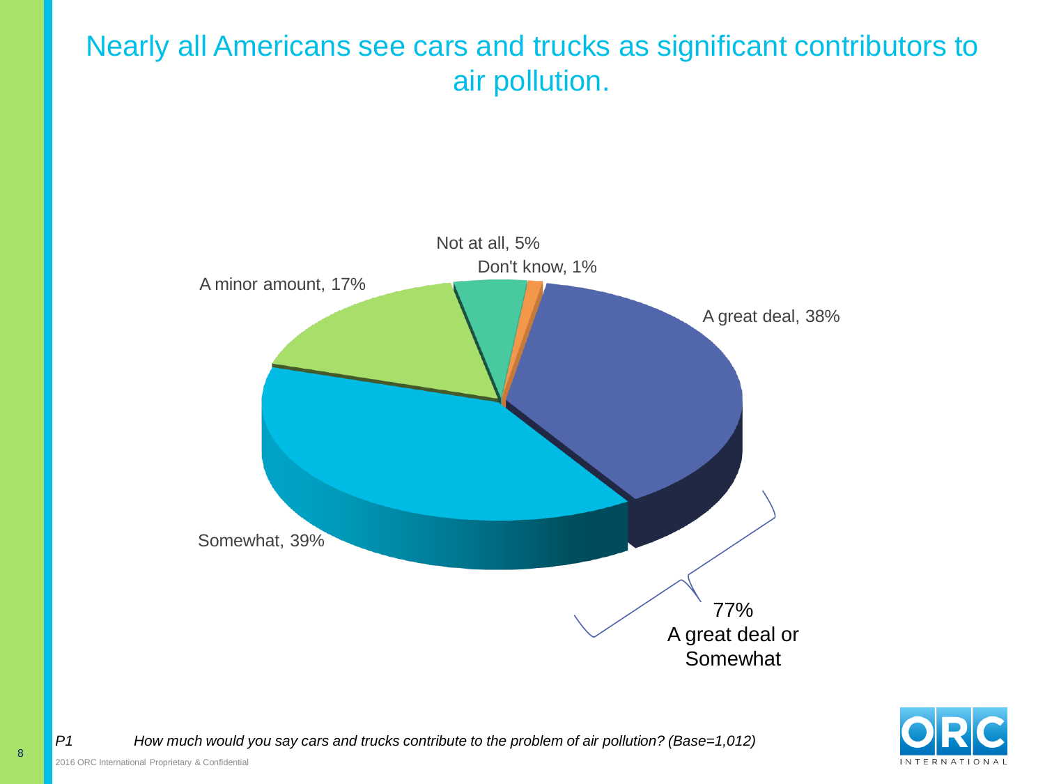# Nearly all Americans see cars and trucks as significant contributors to air pollution.

Not at all, 5%
Don't know, 1%
A minor amount, 17%
A great deal, 38%
Somewhat, 39%

77%
A great deal or Somewhat

*P1 How much would you say cars and trucks contribute to the problem of air pollution? (Base=1,012)*

2016 ORC International Proprietary & Confidential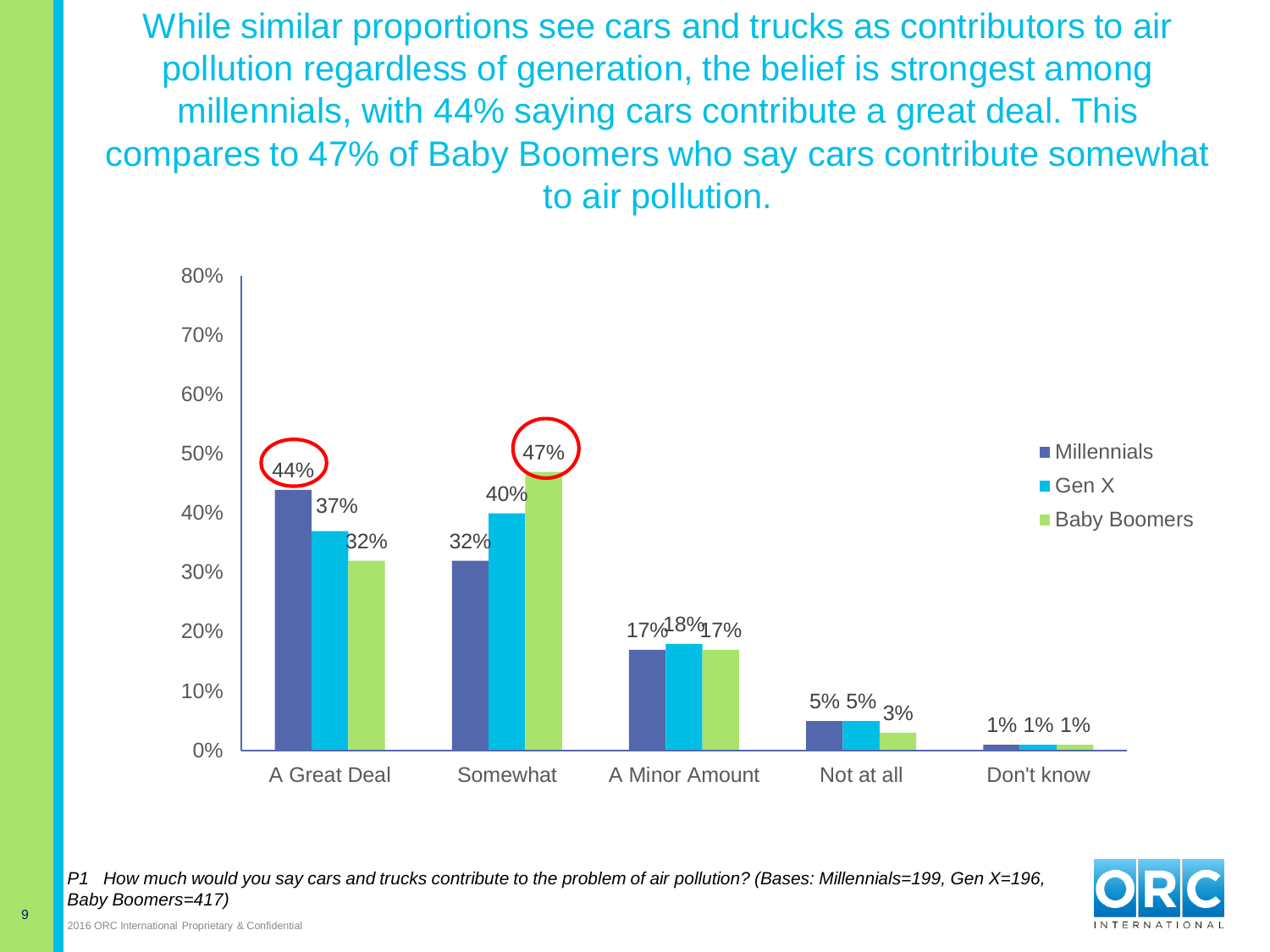# While similar proportions see cars and trucks as contributors to air pollution regardless of generation, the belief is strongest among millennials, with 44% saying cars contribute a great deal. This compares to 47% of Baby Boomers who say cars contribute somewhat to air pollution.

80%
70%
60%
50%
40%
30%
20%
10%
0%

44% 37% 32%
32% 40% 47%
17% 18% 17%
5% 5% 3%
1% 1% 1%

A Great Deal
Somewhat
A Minor Amount
Not at all
Don't know

Millennials
Gen X
Baby Boomers

*P1 How much would you say cars and trucks contribute to the problem of air pollution? (Bases: Millennials=199, Gen X=196, Baby Boomers=417)*

2016 ORC International Proprietary & Confidential

ORC INTERNATIONAL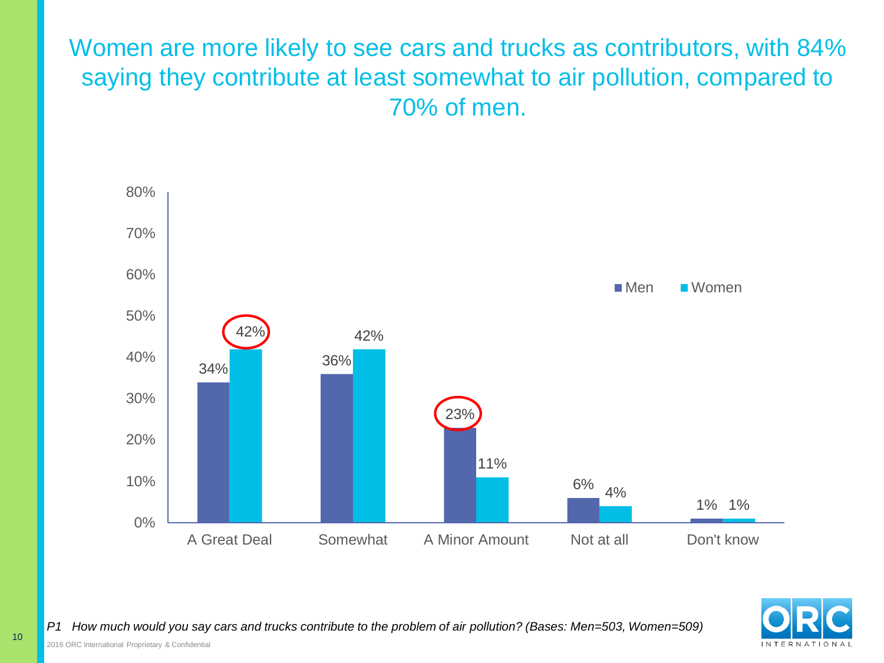# Women are more likely to see cars and trucks as contributors, with 84% saying they contribute at least somewhat to air pollution, compared to 70% of men.

80%
70%
60%
50%
40%
30%
20%
10%
0%

Men
Women

A Great Deal: 34% 42%
Somewhat: 36% 42%
A Minor Amount: 23% 11%
Not at all: 6% 4%
Don't know: 1% 1%

*P1 How much would you say cars and trucks contribute to the problem of air pollution? (Bases: Men=503, Women=509)*

2016 ORC International Proprietary & Confidential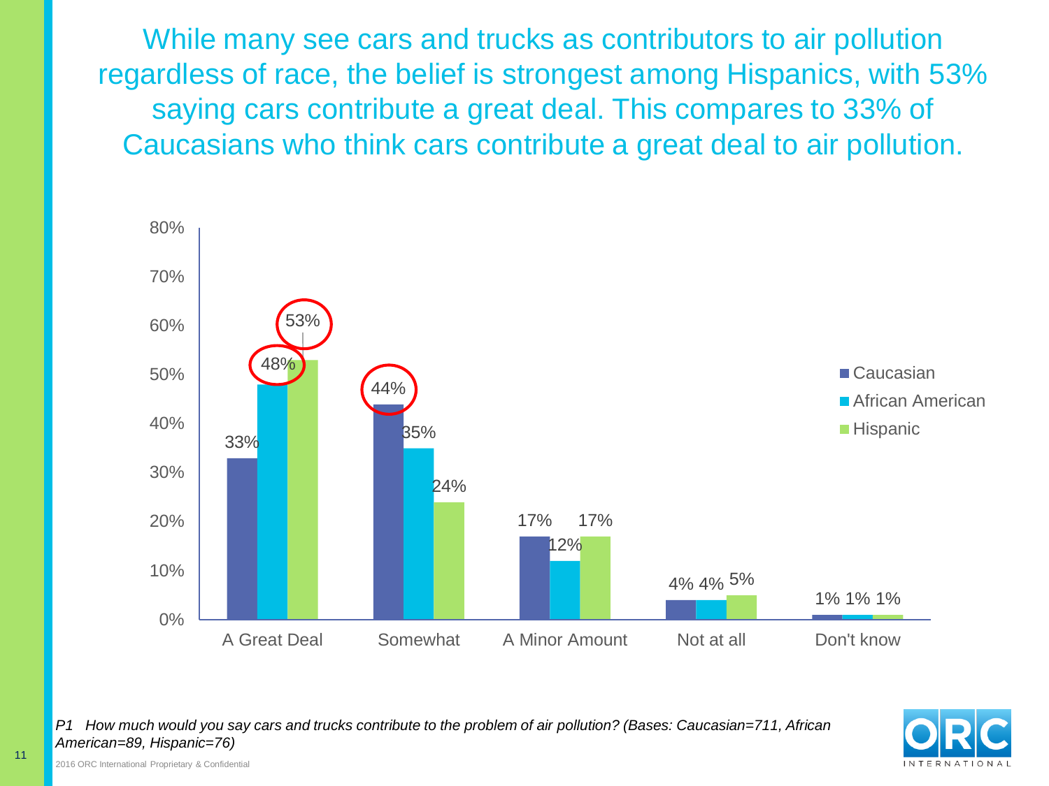# While many see cars and trucks as contributors to air pollution regardless of race, the belief is strongest among Hispanics, with 53% saying cars contribute a great deal. This compares to 33% of Caucasians who think cars contribute a great deal to air pollution.

80%
70%
60%
50%
40%
30%
20%
10%
0%

33%
48%
53%
44%
35%
24%
17%
12%
17%
4% 4% 5%
1% 1% 1%

A Great Deal
Somewhat
A Minor Amount
Not at all
Don't know

Caucasian
African American
Hispanic

*P1 How much would you say cars and trucks contribute to the problem of air pollution? (Bases: Caucasian=711, African American=89, Hispanic=76)*

2016 ORC International Proprietary & Confidential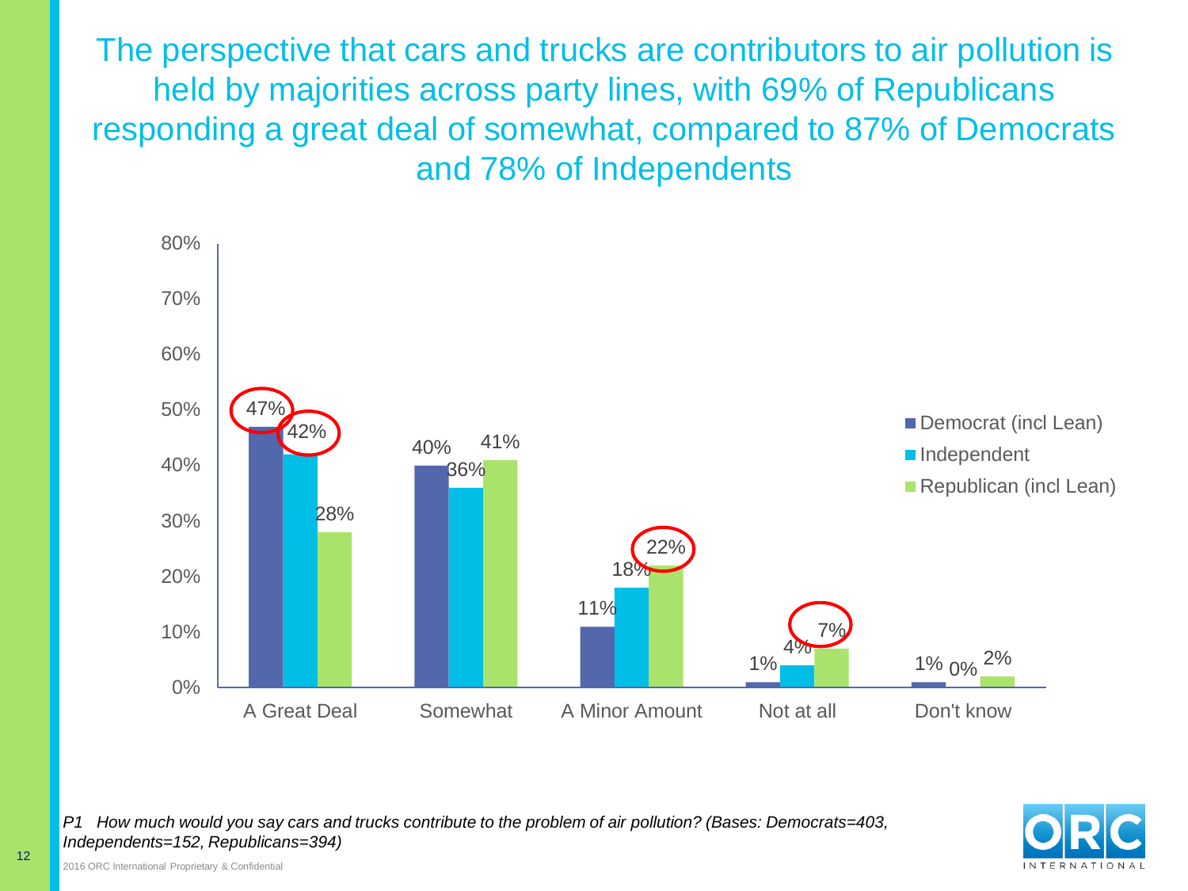# The perspective that cars and trucks are contributors to air pollution is held by majorities across party lines, with 69% of Republicans responding a great deal of somewhat, compared to 87% of Democrats and 78% of Independents

80%
70%
60%
50%
40%
30%
20%
10%
0%

Democrat (incl Lean)
Independent
Republican (incl Lean)

A Great Deal: 47% 42% 28%
Somewhat: 40% 36% 41%
A Minor Amount: 11% 18% 22%
Not at all: 1% 4% 7%
Don't know: 1% 0% 2%

*P1 How much would you say cars and trucks contribute to the problem of air pollution? (Bases: Democrats=403, Independents=152, Republicans=394)*

2016 ORC International Proprietary & Confidential

ORC INTERNATIONAL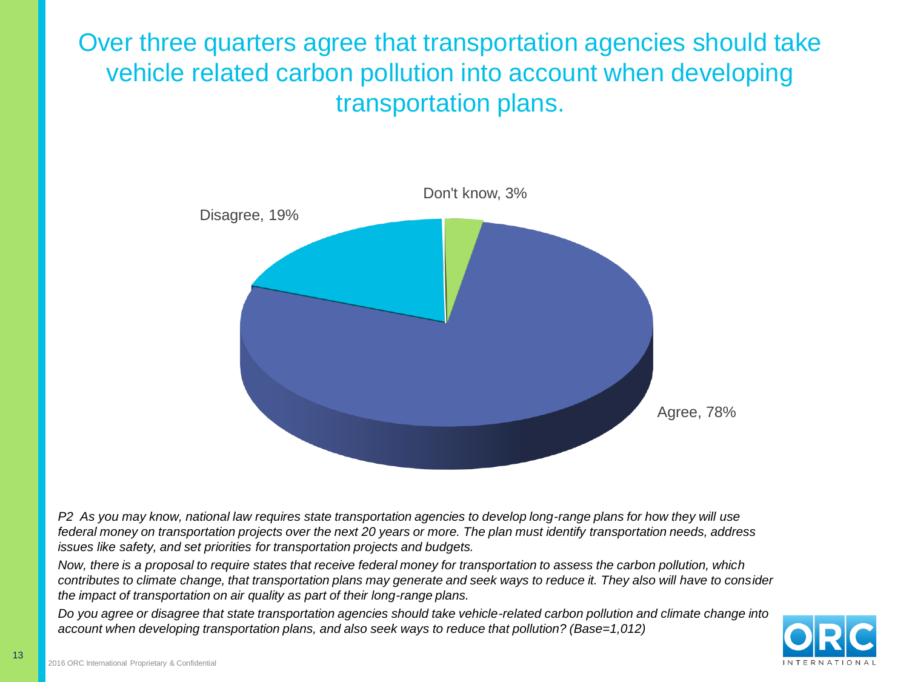# Over three quarters agree that transportation agencies should take vehicle related carbon pollution into account when developing transportation plans.

Don't know, 3%

Disagree, 19%

Agree, 78%

*P2 As you may know, national law requires state transportation agencies to develop long-range plans for how they will use federal money on transportation projects over the next 20 years or more. The plan must identify transportation needs, address issues like safety, and set priorities for transportation projects and budgets.*

*Now, there is a proposal to require states that receive federal money for transportation to assess the carbon pollution, which contributes to climate change, that transportation plans may generate and seek ways to reduce it. They also will have to consider the impact of transportation on air quality as part of their long-range plans.*

*Do you agree or disagree that state transportation agencies should take vehicle-related carbon pollution and climate change into account when developing transportation plans, and also seek ways to reduce that pollution? (Base=1,012)*

2016 ORC International Proprietary & Confidential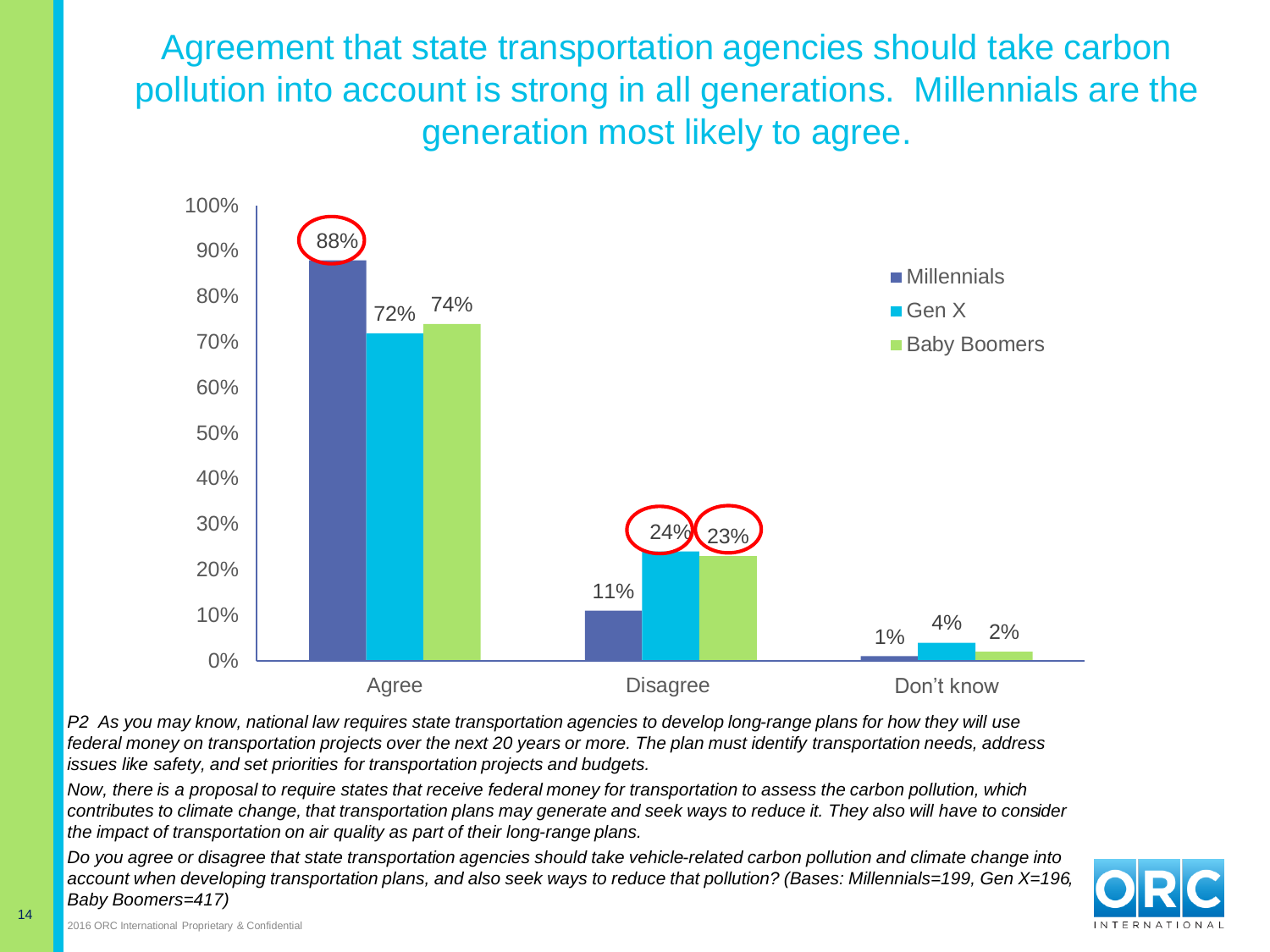# Agreement that state transportation agencies should take carbon pollution into account is strong in all generations. Millennials are the generation most likely to agree.

100%
90%
80%
70%
60%
50%
40%
30%
20%
10%
0%

88%
72%
74%
11%
24%
23%
1%
4%
2%

Agree
Disagree
Don't know

Millennials
Gen X
Baby Boomers

*P2 As you may know, national law requires state transportation agencies to develop long-range plans for how they will use federal money on transportation projects over the next 20 years or more. The plan must identify transportation needs, address issues like safety, and set priorities for transportation projects and budgets.*

*Now, there is a proposal to require states that receive federal money for transportation to assess the carbon pollution, which contributes to climate change, that transportation plans may generate and seek ways to reduce it. They also will have to consider the impact of transportation on air quality as part of their long-range plans.*

*Do you agree or disagree that state transportation agencies should take vehicle-related carbon pollution and climate change into account when developing transportation plans, and also seek ways to reduce that pollution? (Bases: Millennials=199, Gen X=196, Baby Boomers=417)*

2016 ORC International Proprietary & Confidential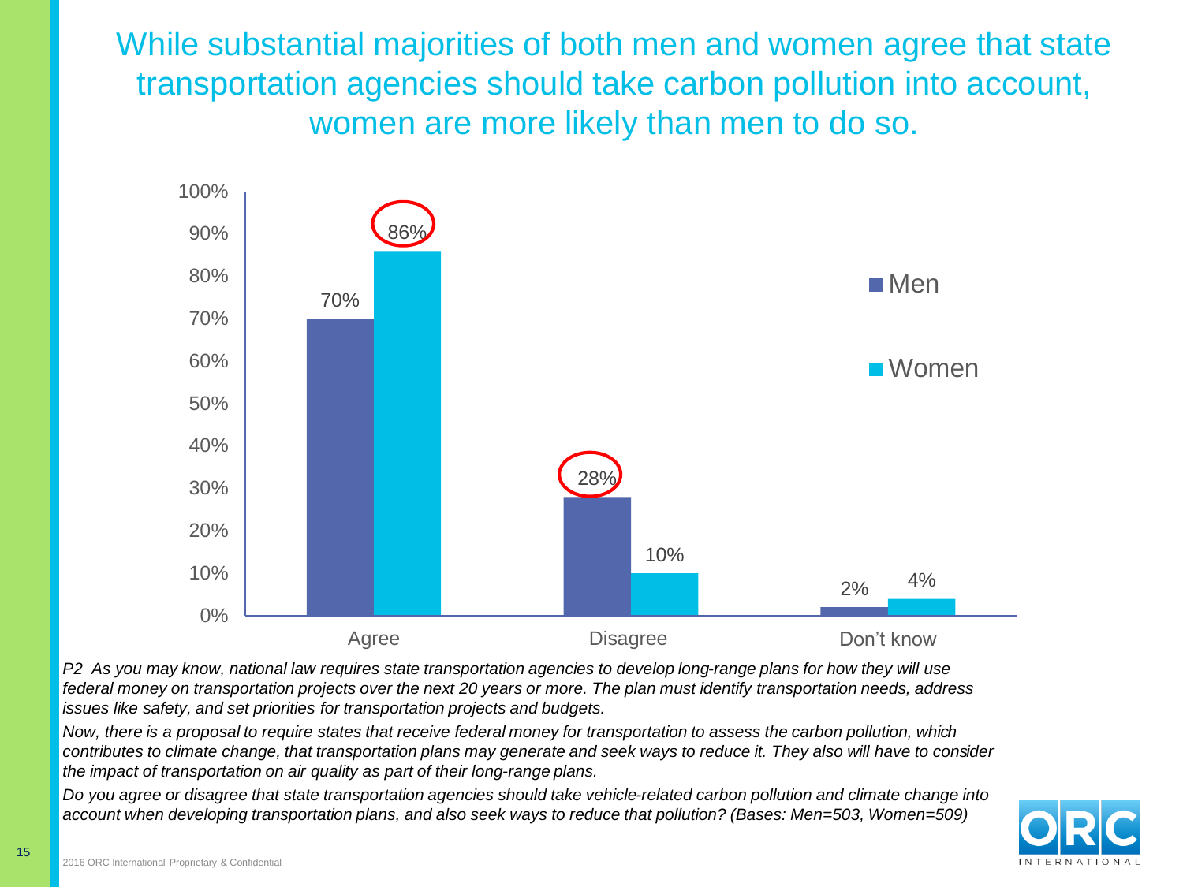# While substantial majorities of both men and women agree that state transportation agencies should take carbon pollution into account, women are more likely than men to do so.

100%
90%
80%
70%
60%
50%
40%
30%
20%
10%
0%

Men
Women

Agree
70%
86%

Disagree
28%
10%

Don't know
2%
4%

*P2 As you may know, national law requires state transportation agencies to develop long-range plans for how they will use federal money on transportation projects over the next 20 years or more. The plan must identify transportation needs, address issues like safety, and set priorities for transportation projects and budgets.*

*Now, there is a proposal to require states that receive federal money for transportation to assess the carbon pollution, which contributes to climate change, that transportation plans may generate and seek ways to reduce it. They also will have to consider the impact of transportation on air quality as part of their long-range plans.*

*Do you agree or disagree that state transportation agencies should take vehicle-related carbon pollution and climate change into account when developing transportation plans, and also seek ways to reduce that pollution? (Bases: Men=503, Women=509)*

2016 ORC International Proprietary & Confidential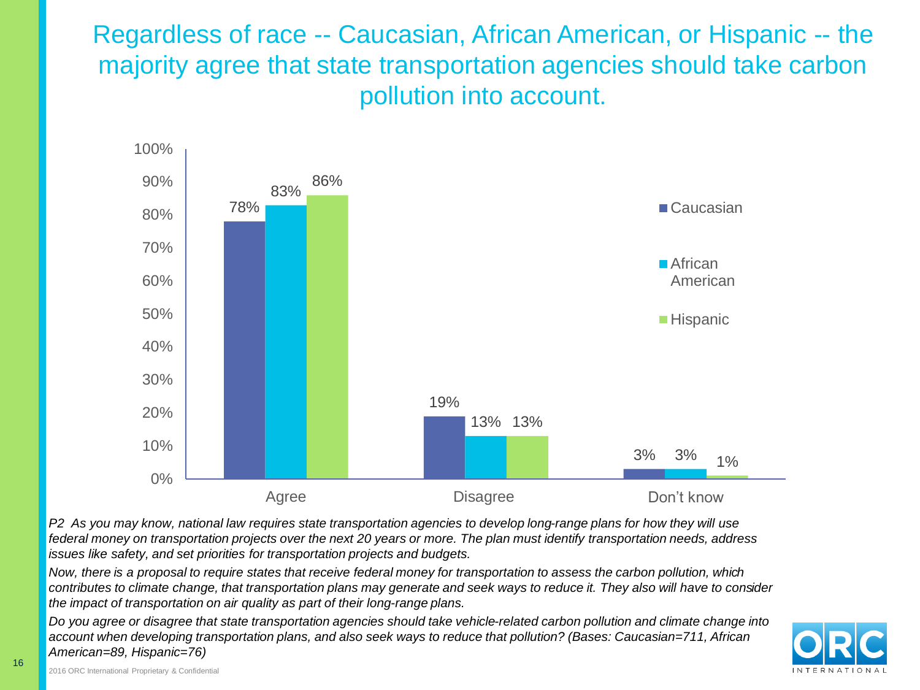# Regardless of race -- Caucasian, African American, or Hispanic -- the majority agree that state transportation agencies should take carbon pollution into account.

100%
90%
80%
70%
60%
50%
40%
30%
20%
10%
0%

78%
83%
86%
19%
13%
13%
3%
3%
1%

Agree
Disagree
Don't know

Caucasian
African American
Hispanic

*P2 As you may know, national law requires state transportation agencies to develop long-range plans for how they will use federal money on transportation projects over the next 20 years or more. The plan must identify transportation needs, address issues like safety, and set priorities for transportation projects and budgets.*

*Now, there is a proposal to require states that receive federal money for transportation to assess the carbon pollution, which contributes to climate change, that transportation plans may generate and seek ways to reduce it. They also will have to consider the impact of transportation on air quality as part of their long-range plans.*

*Do you agree or disagree that state transportation agencies should take vehicle-related carbon pollution and climate change into account when developing transportation plans, and also seek ways to reduce that pollution? (Bases: Caucasian=711, African American=89, Hispanic=76)*

2016 ORC International Proprietary & Confidential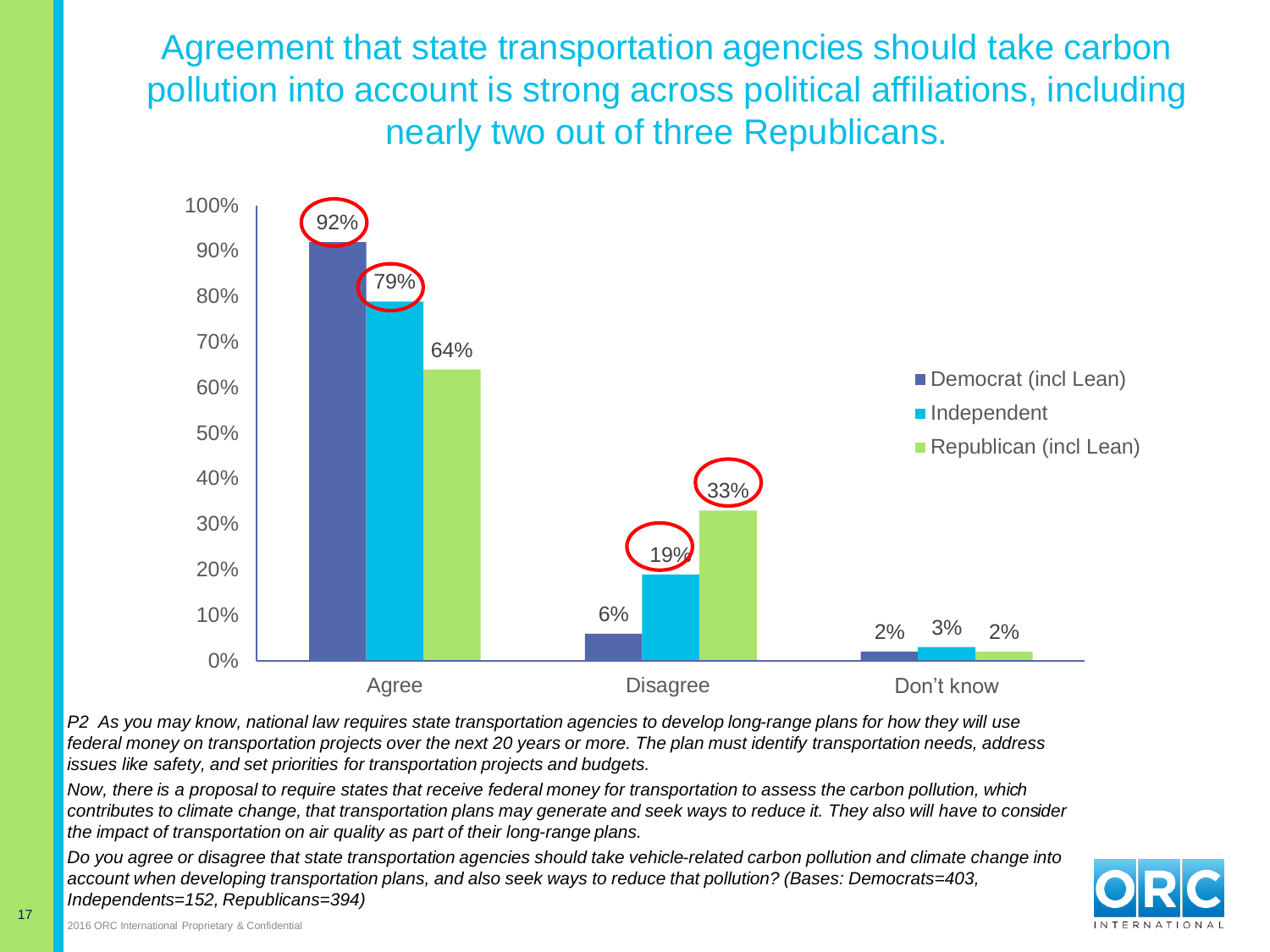# Agreement that state transportation agencies should take carbon pollution into account is strong across political affiliations, including nearly two out of three Republicans.

100%
90%
80%
70%
60%
50%
40%
30%
20%
10%
0%

92%
79%
64%
6%
19%
33%
2%
3%
2%

Agree
Disagree
Don't know

Democrat (incl Lean)
Independent
Republican (incl Lean)

*P2 As you may know, national law requires state transportation agencies to develop long-range plans for how they will use federal money on transportation projects over the next 20 years or more. The plan must identify transportation needs, address issues like safety, and set priorities for transportation projects and budgets.*

*Now, there is a proposal to require states that receive federal money for transportation to assess the carbon pollution, which contributes to climate change, that transportation plans may generate and seek ways to reduce it. They also will have to consider the impact of transportation on air quality as part of their long-range plans.*

*Do you agree or disagree that state transportation agencies should take vehicle-related carbon pollution and climate change into account when developing transportation plans, and also seek ways to reduce that pollution? (Bases: Democrats=403, Independents=152, Republicans=394)*

2016 ORC International Proprietary & Confidential

ORC INTERNATIONAL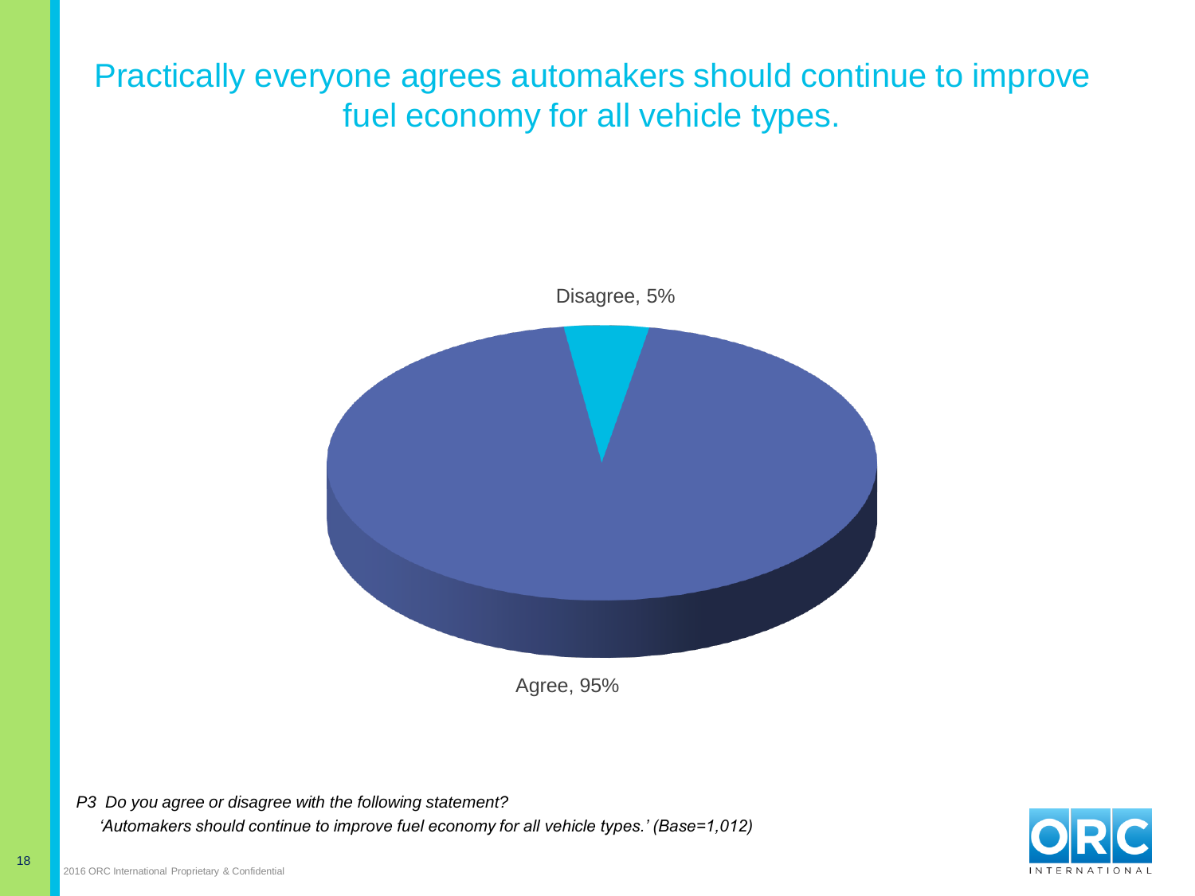# Practically everyone agrees automakers should continue to improve fuel economy for all vehicle types.

Disagree, 5%

Agree, 95%

*P3 Do you agree or disagree with the following statement?*
*'Automakers should continue to improve fuel economy for all vehicle types.' (Base=1,012)*

2016 ORC International Proprietary & Confidential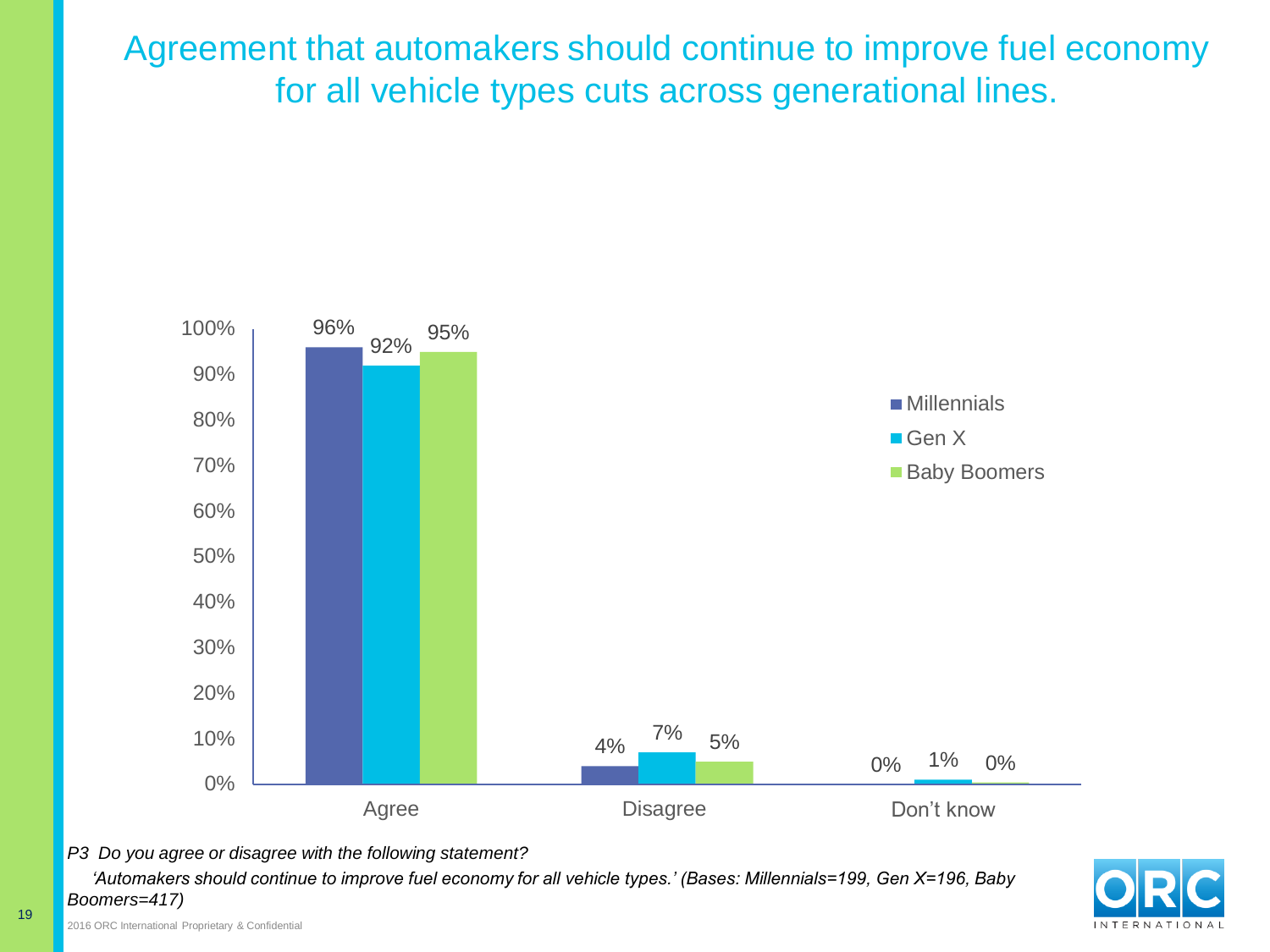# Agreement that automakers should continue to improve fuel economy for all vehicle types cuts across generational lines.

100%
90%
80%
70%
60%
50%
40%
30%
20%
10%
0%

96%
92%
95%
4%
7%
5%
0%
1%
0%

Agree
Disagree
Don't know

Millennials
Gen X
Baby Boomers

*P3 Do you agree or disagree with the following statement?*

*'Automakers should continue to improve fuel economy for all vehicle types.' (Bases: Millennials=199, Gen X=196, Baby Boomers=417)*

2016 ORC International Proprietary & Confidential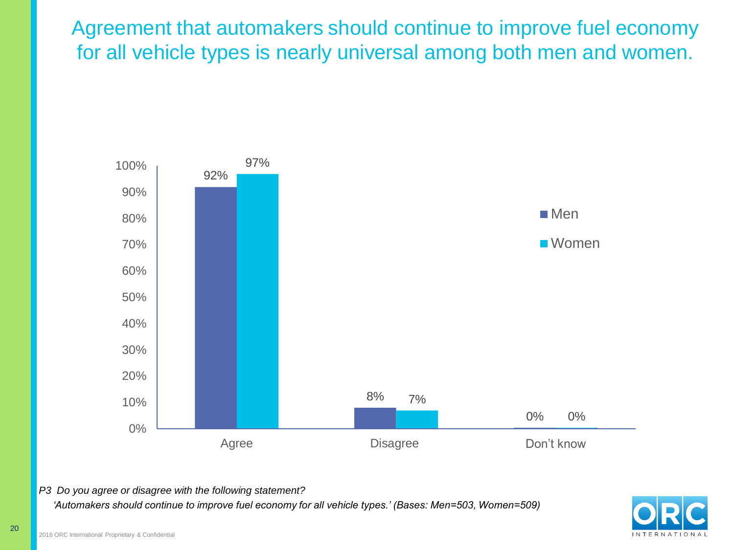# Agreement that automakers should continue to improve fuel economy for all vehicle types is nearly universal among both men and women.

100%
90%
80%
70%
60%
50%
40%
30%
20%
10%
0%

92%
97%
8%
7%
0%
0%

Agree
Disagree
Don't know

Men
Women

*P3 Do you agree or disagree with the following statement?*
*'Automakers should continue to improve fuel economy for all vehicle types.' (Bases: Men=503, Women=509)*

2016 ORC International Proprietary & Confidential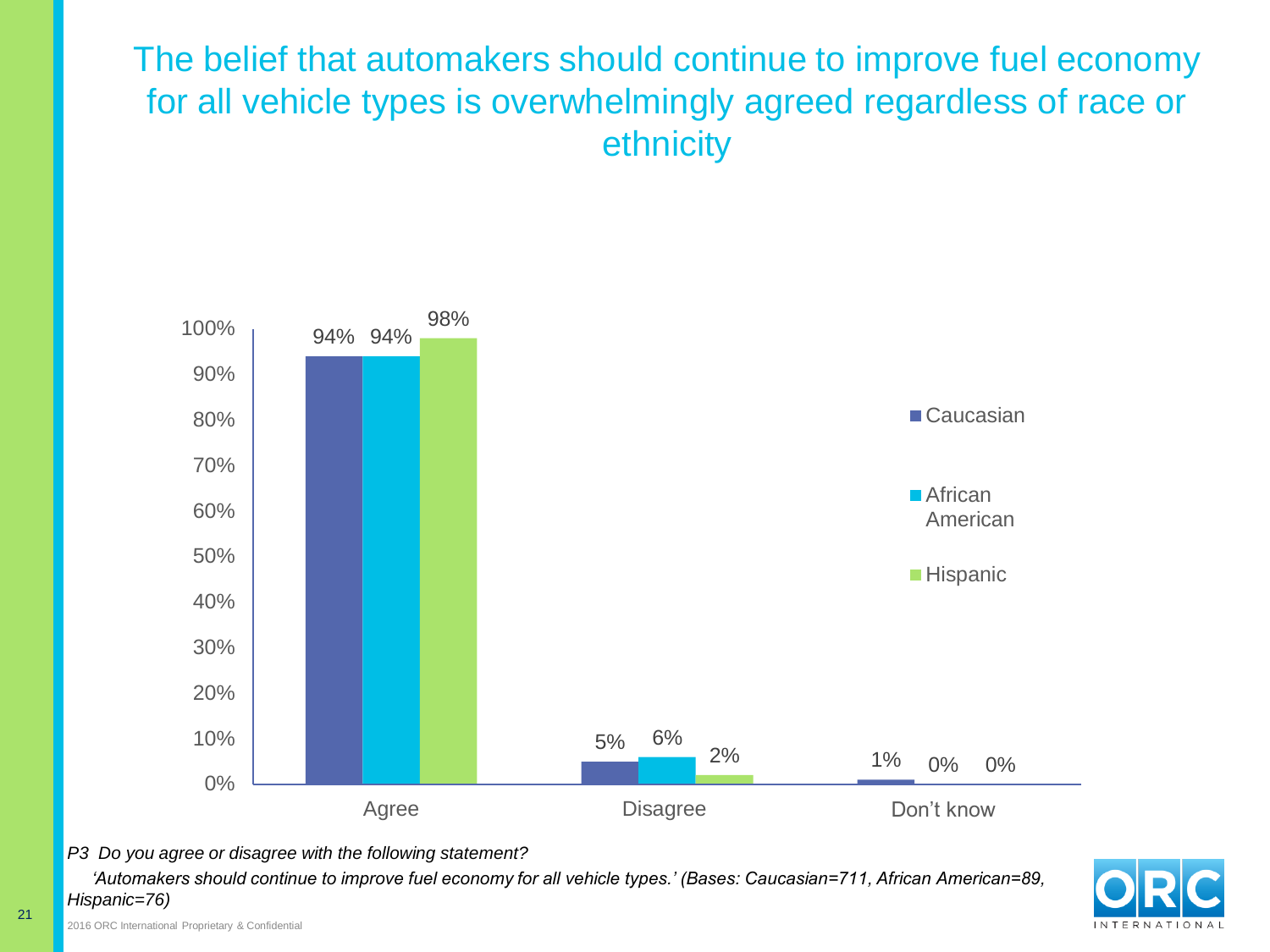# The belief that automakers should continue to improve fuel economy for all vehicle types is overwhelmingly agreed regardless of race or ethnicity

100%
90%
80%
70%
60%
50%
40%
30%
20%
10%
0%

Agree: 94% 94% 98%

Disagree: 5% 6% 2%

Don't know: 1% 0% 0%

Caucasian
African American
Hispanic

*P3 Do you agree or disagree with the following statement?*

*'Automakers should continue to improve fuel economy for all vehicle types.' (Bases: Caucasian=711, African American=89, Hispanic=76)*

2016 ORC International Proprietary & Confidential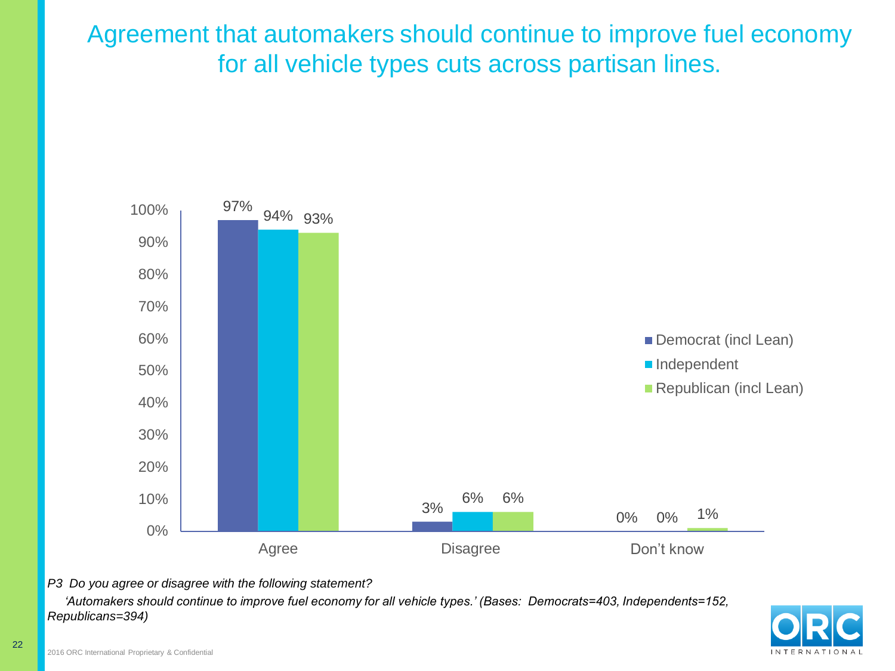# Agreement that automakers should continue to improve fuel economy for all vehicle types cuts across partisan lines.

100%
90%
80%
70%
60%
50%
40%
30%
20%
10%
0%

97% 94% 93%
Agree

3% 6% 6%
Disagree

0% 0% 1%
Don't know

Democrat (incl Lean)
Independent
Republican (incl Lean)

*P3 Do you agree or disagree with the following statement?*

*'Automakers should continue to improve fuel economy for all vehicle types.' (Bases: Democrats=403, Independents=152, Republicans=394)*

2016 ORC International Proprietary & Confidential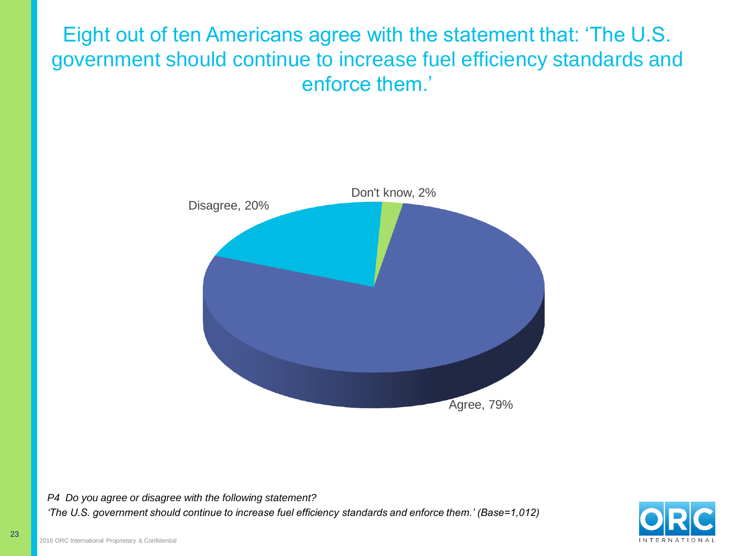# Eight out of ten Americans agree with the statement that: 'The U.S. government should continue to increase fuel efficiency standards and enforce them.'

Don't know, 2%

Disagree, 20%

Agree, 79%

*P4 Do you agree or disagree with the following statement?*
*'The U.S. government should continue to increase fuel efficiency standards and enforce them.' (Base=1,012)*

2016 ORC International Proprietary & Confidential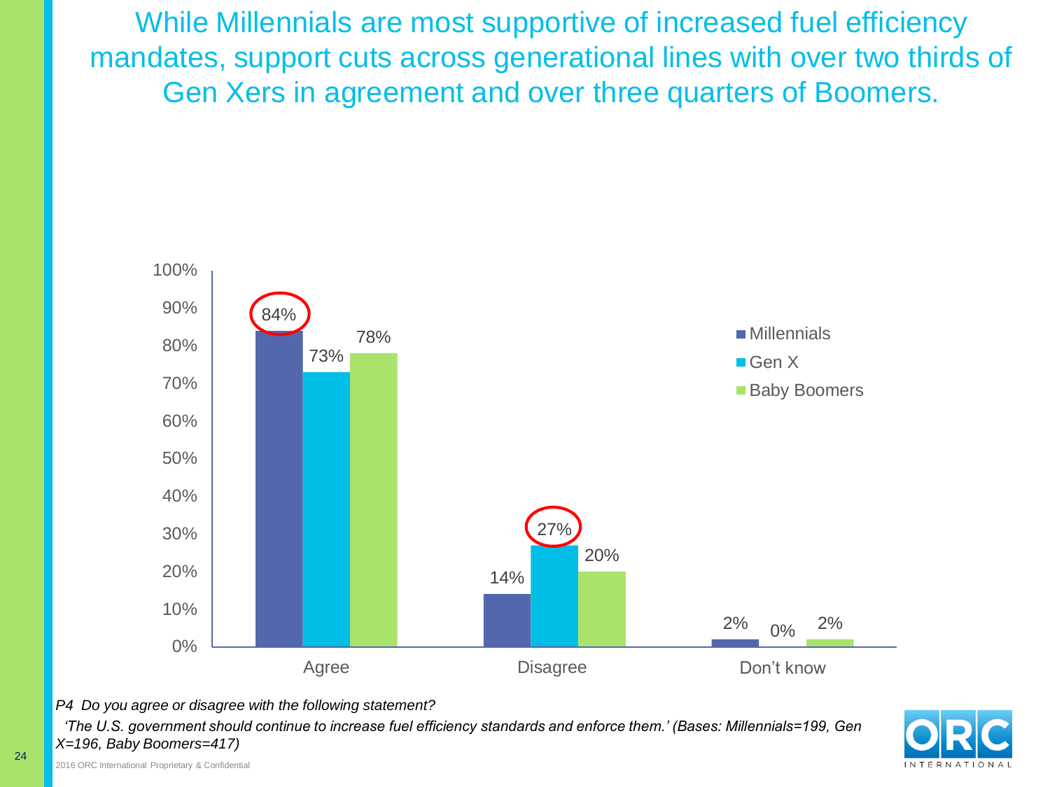# While Millennials are most supportive of increased fuel efficiency mandates, support cuts across generational lines with over two thirds of Gen Xers in agreement and over three quarters of Boomers.

100%
90%
80%
70%
60%
50%
40%
30%
20%
10%
0%

Millennials
Gen X
Baby Boomers

Agree: 84% 73% 78%

Disagree: 14% 27% 20%

Don't know: 2% 0% 2%

*P4 Do you agree or disagree with the following statement?*
*'The U.S. government should continue to increase fuel efficiency standards and enforce them.' (Bases: Millennials=199, Gen X=196, Baby Boomers=417)*

2016 ORC International Proprietary & Confidential

ORC INTERNATIONAL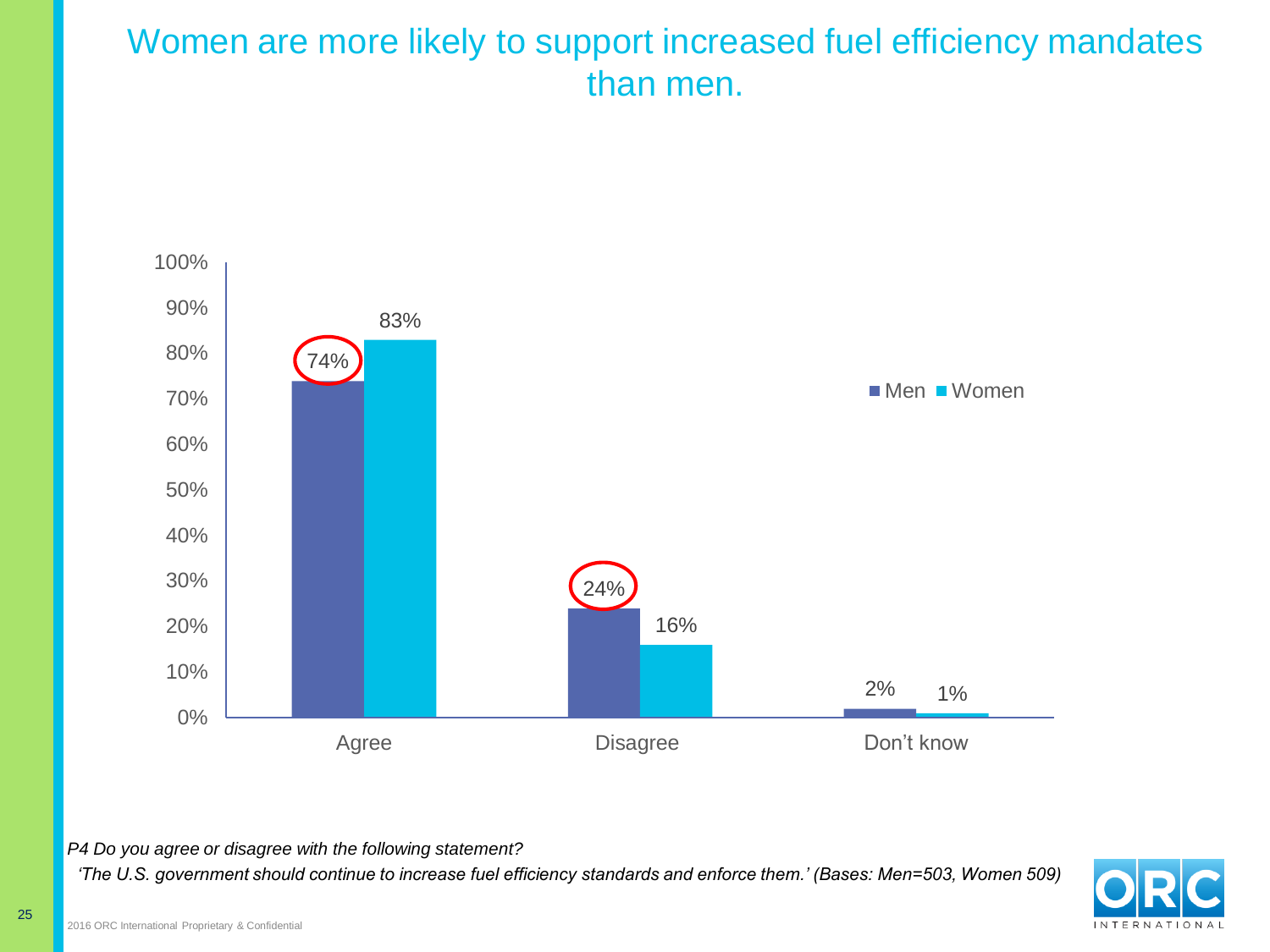# Women are more likely to support increased fuel efficiency mandates than men.

| | Men | Women |
|---|---|---|
| Agree | 74% | 83% |
| Disagree | 24% | 16% |
| Don't know | 2% | 1% |

*P4 Do you agree or disagree with the following statement?*

*'The U.S. government should continue to increase fuel efficiency standards and enforce them.' (Bases: Men=503, Women 509)*

2016 ORC International Proprietary & Confidential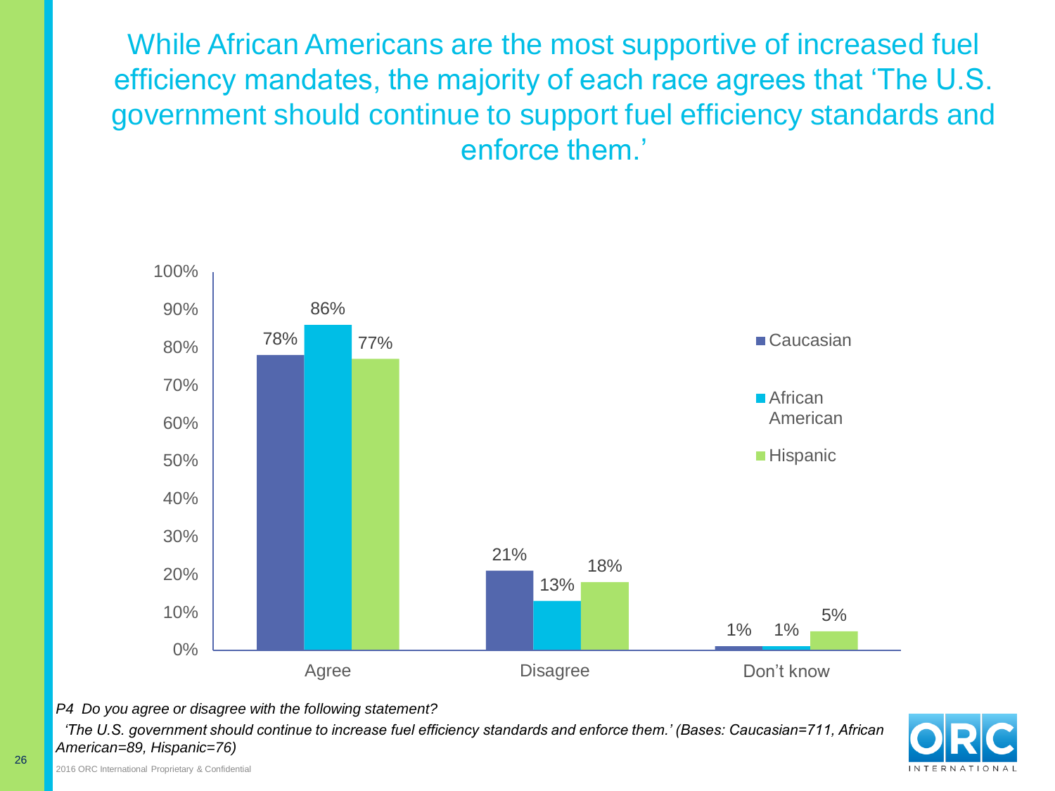# While African Americans are the most supportive of increased fuel efficiency mandates, the majority of each race agrees that 'The U.S. government should continue to support fuel efficiency standards and enforce them.'

100%
90%
80%
70%
60%
50%
40%
30%
20%
10%
0%

78%
86%
77%
21%
13%
18%
1%
1%
5%

Agree
Disagree
Don't know

Caucasian
African American
Hispanic

*P4 Do you agree or disagree with the following statement?*
*'The U.S. government should continue to increase fuel efficiency standards and enforce them.' (Bases: Caucasian=711, African American=89, Hispanic=76)*

2016 ORC International Proprietary & Confidential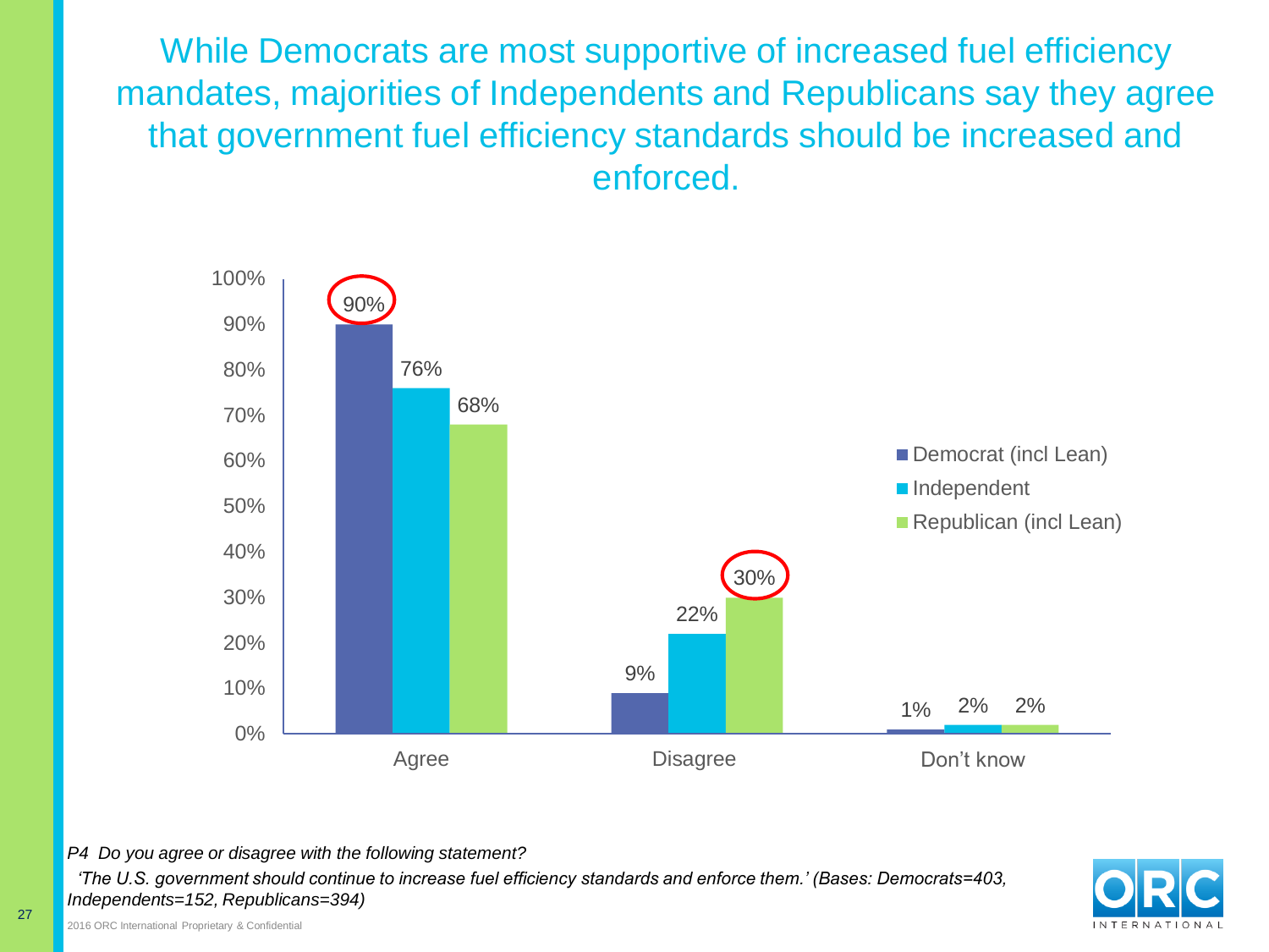# While Democrats are most supportive of increased fuel efficiency mandates, majorities of Independents and Republicans say they agree that government fuel efficiency standards should be increased and enforced.

| | Democrat (incl Lean) | Independent | Republican (incl Lean) |
|---|---|---|---|
| Agree | 90% | 76% | 68% |
| Disagree | 9% | 22% | 30% |
| Don't know | 1% | 2% | 2% |

*P4 Do you agree or disagree with the following statement?*
*'The U.S. government should continue to increase fuel efficiency standards and enforce them.' (Bases: Democrats=403, Independents=152, Republicans=394)*

2016 ORC International Proprietary & Confidential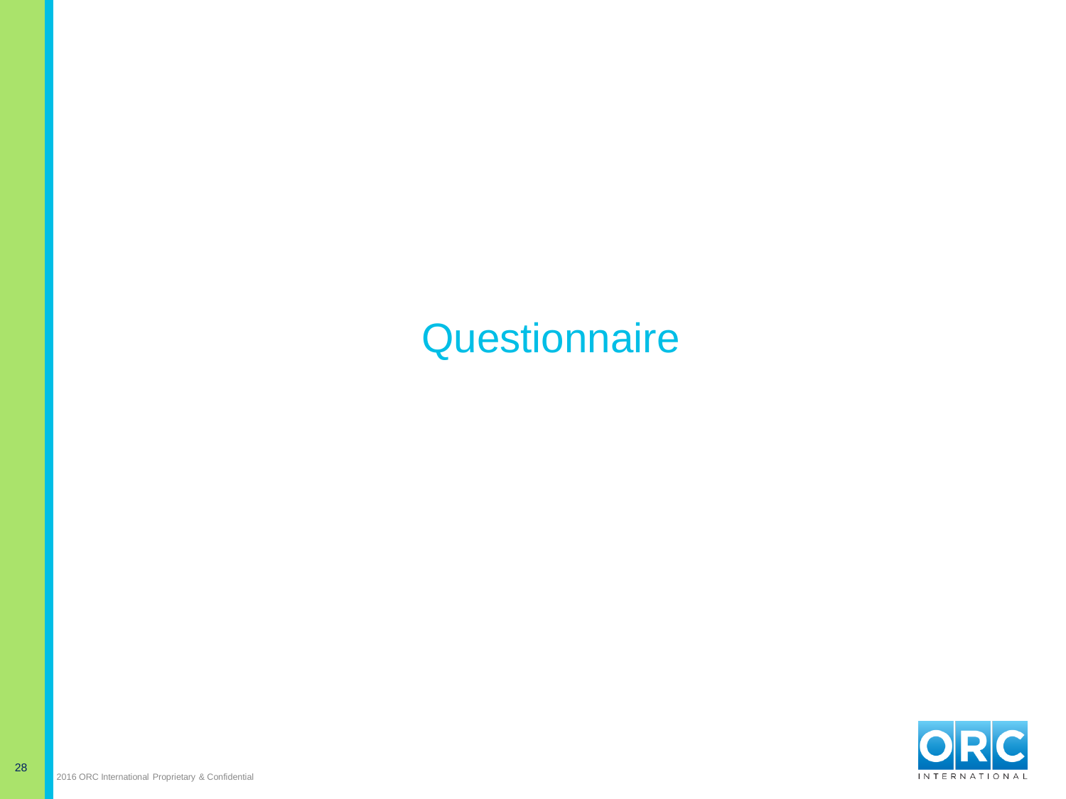# Questionnaire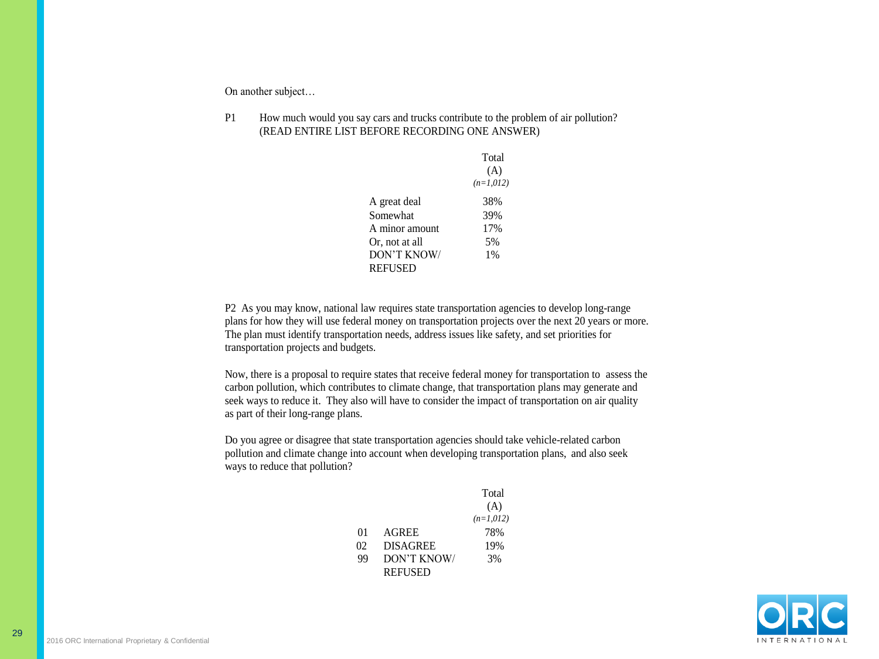On another subject…

P1 How much would you say cars and trucks contribute to the problem of air pollution? (READ ENTIRE LIST BEFORE RECORDING ONE ANSWER)

| | Total (A) *(n=1,012)* |
|---|---|
| A great deal | 38% |
| Somewhat | 39% |
| A minor amount | 17% |
| Or, not at all | 5% |
| DON'T KNOW/ REFUSED | 1% |

P2 As you may know, national law requires state transportation agencies to develop long-range plans for how they will use federal money on transportation projects over the next 20 years or more. The plan must identify transportation needs, address issues like safety, and set priorities for transportation projects and budgets.

Now, there is a proposal to require states that receive federal money for transportation to assess the carbon pollution, which contributes to climate change, that transportation plans may generate and seek ways to reduce it. They also will have to consider the impact of transportation on air quality as part of their long-range plans.

Do you agree or disagree that state transportation agencies should take vehicle-related carbon pollution and climate change into account when developing transportation plans, and also seek ways to reduce that pollution?

| | | Total (A) *(n=1,012)* |
|---|---|---|
| 01 | AGREE | 78% |
| 02 | DISAGREE | 19% |
| 99 | DON'T KNOW/ REFUSED | 3% |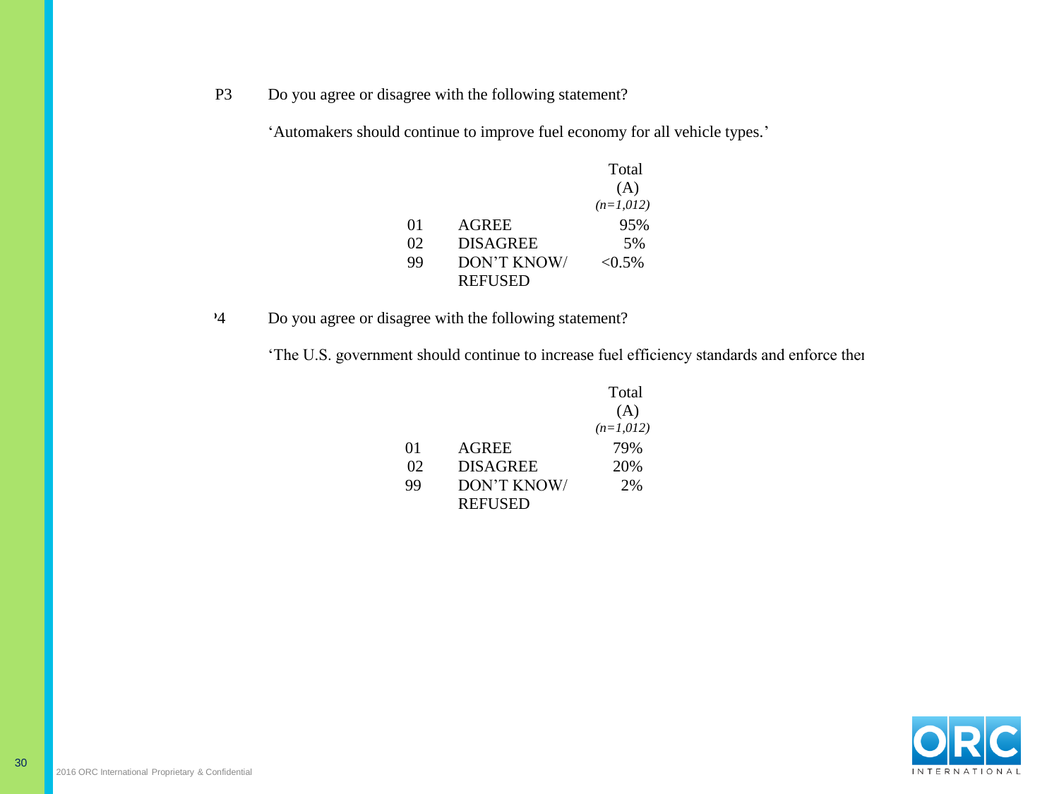P3 Do you agree or disagree with the following statement?

‘Automakers should continue to improve fuel economy for all vehicle types.’

| | | Total (A) *(n=1,012)* |
|---|---|---|
| 01 | AGREE | 95% |
| 02 | DISAGREE | 5% |
| 99 | DON’T KNOW/ REFUSED | <0.5% |

›4 Do you agree or disagree with the following statement?

‘The U.S. government should continue to increase fuel efficiency standards and enforce thei

| | | Total (A) *(n=1,012)* |
|---|---|---|
| 01 | AGREE | 79% |
| 02 | DISAGREE | 20% |
| 99 | DON’T KNOW/ REFUSED | 2% |

2016 ORC International Proprietary & Confidential